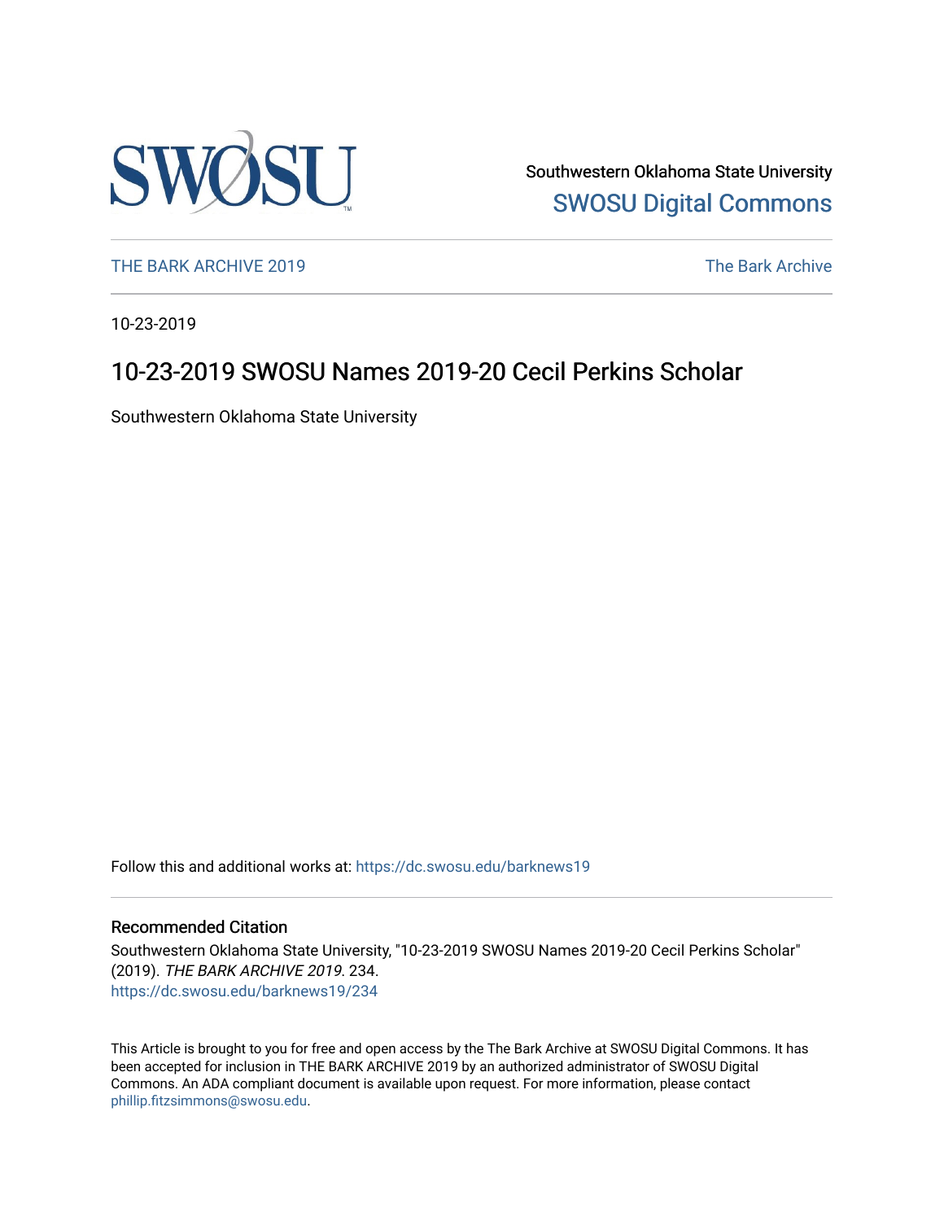Southwestern Oklahoma State University

SWOSU Digital Commons

THE BARK ARCHIVE 2019 | The Bark Archive

10-23-2019

# 10-23-2019 SWOSU Names 2019-20 Cecil Perkins Scholar

Southwestern Oklahoma State University

Follow this and additional works at: https://dc.swosu.edu/barknews19

## Recommended Citation

Southwestern Oklahoma State University, "10-23-2019 SWOSU Names 2019-20 Cecil Perkins Scholar" (2019). *THE BARK ARCHIVE 2019*. 234.
https://dc.swosu.edu/barknews19/234

This Article is brought to you for free and open access by the The Bark Archive at SWOSU Digital Commons. It has been accepted for inclusion in THE BARK ARCHIVE 2019 by an authorized administrator of SWOSU Digital Commons. An ADA compliant document is available upon request. For more information, please contact phillip.fitzsimmons@swosu.edu.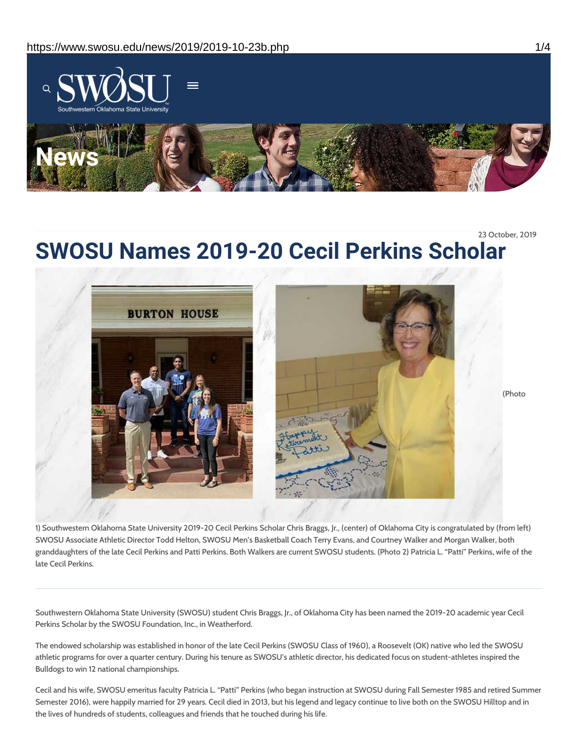23 October, 2019

# SWOSU Names 2019-20 Cecil Perkins Scholar

(Photo 1) Southwestern Oklahoma State University 2019-20 Cecil Perkins Scholar Chris Braggs, Jr., (center) of Oklahoma City is congratulated by (from left) SWOSU Associate Athletic Director Todd Helton, SWOSU Men's Basketball Coach Terry Evans, and Courtney Walker and Morgan Walker, both granddaughters of the late Cecil Perkins and Patti Perkins. Both Walkers are current SWOSU students. (Photo 2) Patricia L. "Patti" Perkins, wife of the late Cecil Perkins.

---

Southwestern Oklahoma State University (SWOSU) student Chris Braggs, Jr., of Oklahoma City has been named the 2019-20 academic year Cecil Perkins Scholar by the SWOSU Foundation, Inc., in Weatherford.

The endowed scholarship was established in honor of the late Cecil Perkins (SWOSU Class of 1960), a Roosevelt (OK) native who led the SWOSU athletic programs for over a quarter century. During his tenure as SWOSU's athletic director, his dedicated focus on student-athletes inspired the Bulldogs to win 12 national championships.

Cecil and his wife, SWOSU emeritus faculty Patricia L. "Patti" Perkins (who began instruction at SWOSU during Fall Semester 1985 and retired Summer Semester 2016), were happily married for 29 years. Cecil died in 2013, but his legend and legacy continue to live both on the SWOSU Hilltop and in the lives of hundreds of students, colleagues and friends that he touched during his life.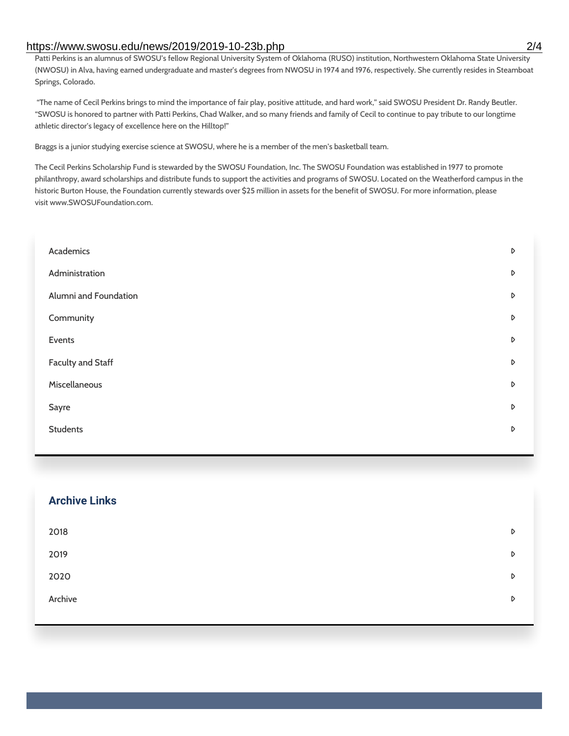Patti Perkins is an alumnus of SWOSU's fellow Regional University System of Oklahoma (RUSO) institution, Northwestern Oklahoma State University (NWOSU) in Alva, having earned undergraduate and master's degrees from NWOSU in 1974 and 1976, respectively. She currently resides in Steamboat Springs, Colorado.

"The name of Cecil Perkins brings to mind the importance of fair play, positive attitude, and hard work," said SWOSU President Dr. Randy Beutler. "SWOSU is honored to partner with Patti Perkins, Chad Walker, and so many friends and family of Cecil to continue to pay tribute to our longtime athletic director's legacy of excellence here on the Hilltop!"

Braggs is a junior studying exercise science at SWOSU, where he is a member of the men's basketball team.

The Cecil Perkins Scholarship Fund is stewarded by the SWOSU Foundation, Inc. The SWOSU Foundation was established in 1977 to promote philanthropy, award scholarships and distribute funds to support the activities and programs of SWOSU. Located on the Weatherford campus in the historic Burton House, the Foundation currently stewards over $25 million in assets for the benefit of SWOSU. For more information, please visit www.SWOSUFoundation.com.

- Academics
- Administration
- Alumni and Foundation
- Community
- Events
- Faculty and Staff
- Miscellaneous
- Sayre
- Students

## Archive Links

- 2018
- 2019
- 2020
- Archive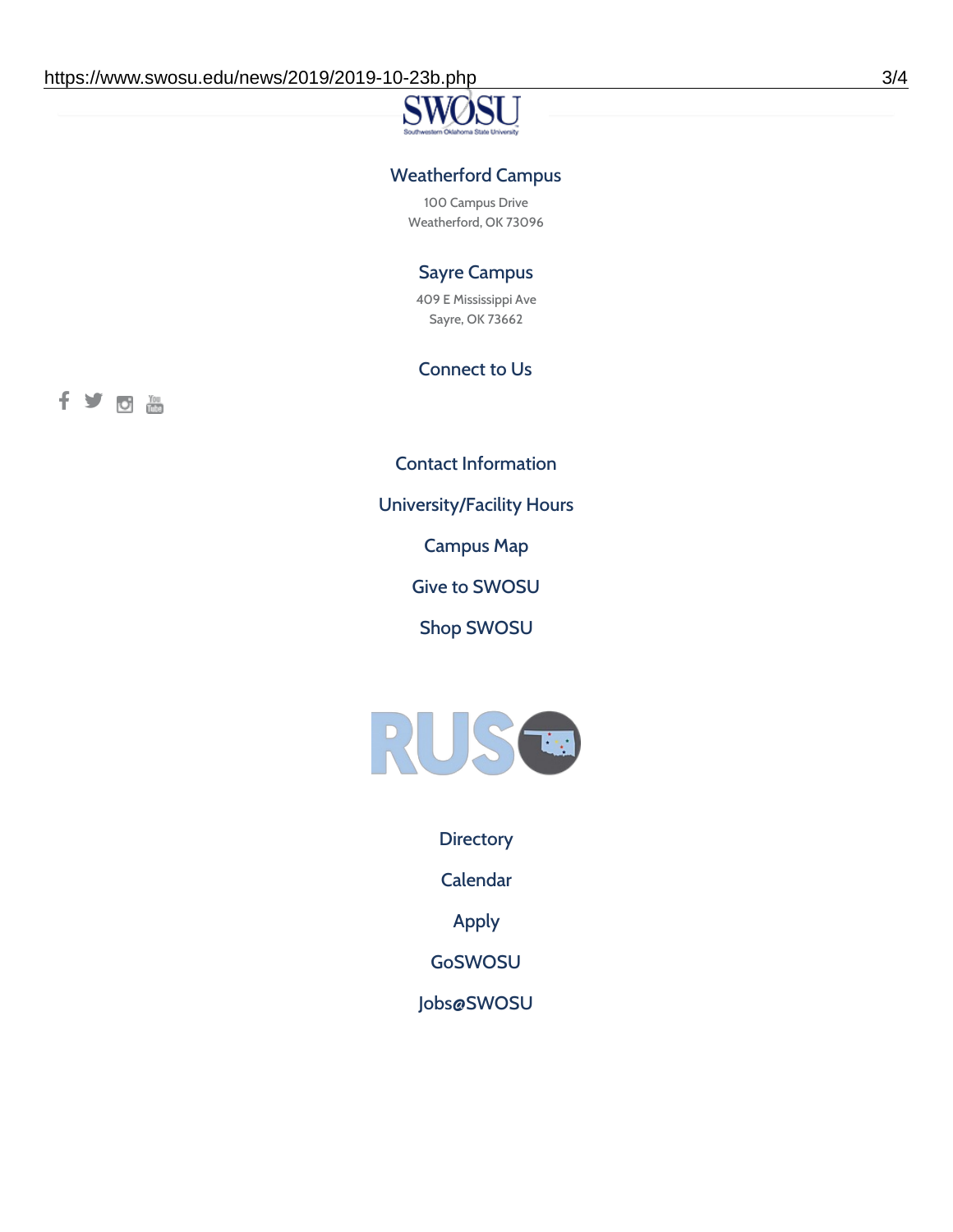## Weatherford Campus

100 Campus Drive
Weatherford, OK 73096

## Sayre Campus

409 E Mississippi Ave
Sayre, OK 73662

## Connect to Us

Contact Information

University/Facility Hours

Campus Map

Give to SWOSU

Shop SWOSU

Directory

Calendar

Apply

GoSWOSU

Jobs@SWOSU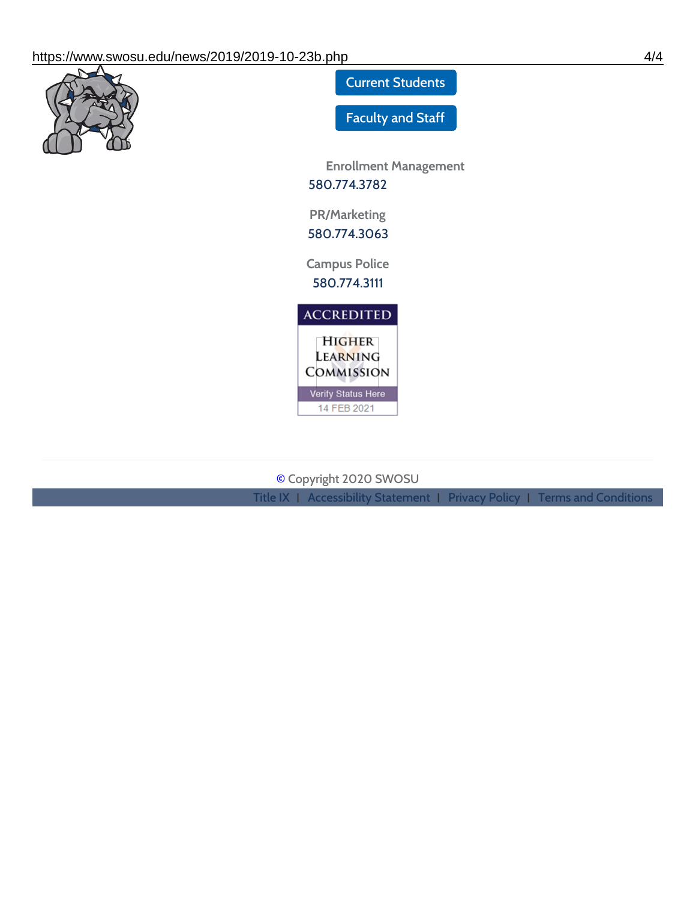Current Students

Faculty and Staff

Enrollment Management
580.774.3782

PR/Marketing
580.774.3063

Campus Police
580.774.3111

ACCREDITED

HIGHER LEARNING COMMISSION

Verify Status Here

14 FEB 2021

© Copyright 2020 SWOSU

Title IX | Accessibility Statement | Privacy Policy | Terms and Conditions